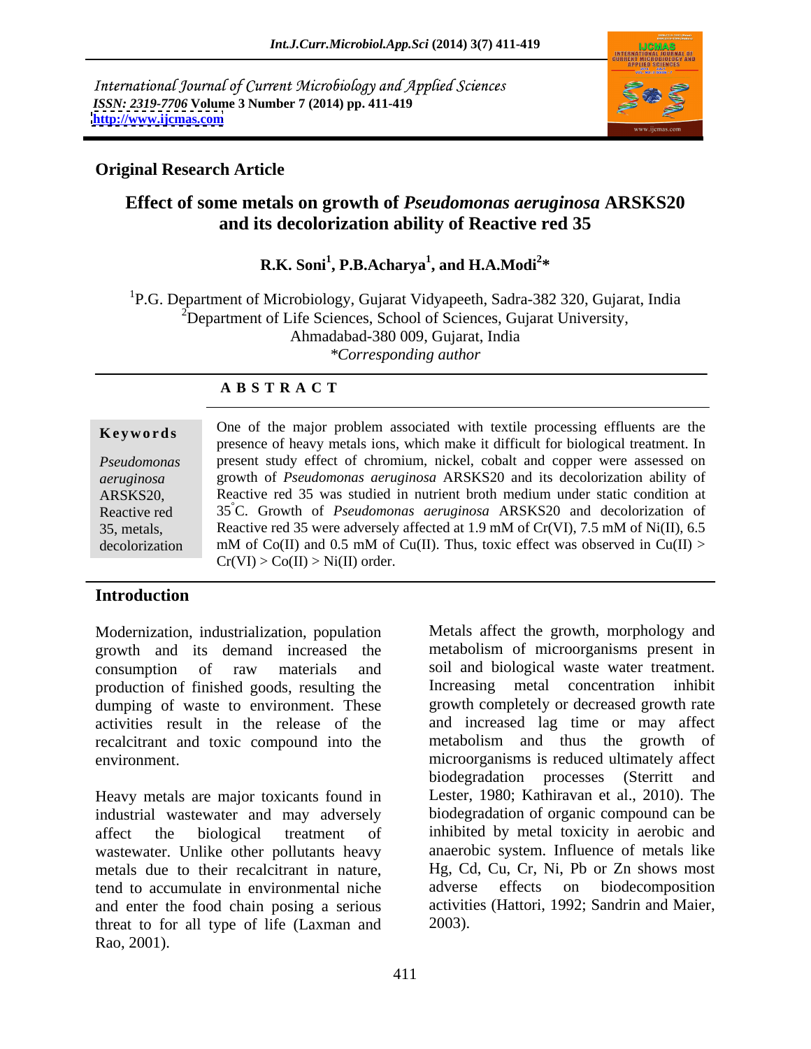International Journal of Current Microbiology and Applied Sciences
*ISSN: 2319-7706* **Volume 3 Number 7 (2014) pp. 411-419**
**http://www.ijcmas.com**

**Original Research Article**

# Effect of some metals on growth of *Pseudomonas aeruginosa* ARSKS20 and its decolorization ability of Reactive red 35

**R.K. Soni[1], P.B.Acharya[1], and H.A.Modi[2]***

[1]P.G. Department of Microbiology, Gujarat Vidyapeeth, Sadra-382 320, Gujarat, India
[2]Department of Life Sciences, School of Sciences, Gujarat University, Ahmadabad-380 009, Gujarat, India
*Corresponding author

## ABSTRACT

**Keywords**

*Pseudomonas aeruginosa* ARSKS20, Reactive red 35, metals, decolorization

One of the major problem associated with textile processing effluents are the presence of heavy metals ions, which make it difficult for biological treatment. In present study effect of chromium, nickel, cobalt and copper were assessed on growth of *Pseudomonas aeruginosa* ARSKS20 and its decolorization ability of Reactive red 35 was studied in nutrient broth medium under static condition at 35°C. Growth of *Pseudomonas aeruginosa* ARSKS20 and decolorization of Reactive red 35 were adversely affected at 1.9 mM of Cr(VI), 7.5 mM of Ni(II), 6.5 mM of Co(II) and 0.5 mM of Cu(II). Thus, toxic effect was observed in Cu(II) > Cr(VI) > Co(II) > Ni(II) order.

## Introduction

Modernization, industrialization, population growth and its demand increased the consumption of raw materials and production of finished goods, resulting the dumping of waste to environment. These activities result in the release of the recalcitrant and toxic compound into the environment.

Heavy metals are major toxicants found in industrial wastewater and may adversely affect the biological treatment of wastewater. Unlike other pollutants heavy metals due to their recalcitrant in nature, tend to accumulate in environmental niche and enter the food chain posing a serious threat to for all type of life (Laxman and Rao, 2001).

Metals affect the growth, morphology and metabolism of microorganisms present in soil and biological waste water treatment. Increasing metal concentration inhibit growth completely or decreased growth rate and increased lag time or may affect metabolism and thus the growth of microorganisms is reduced ultimately affect biodegradation processes (Sterritt and Lester, 1980; Kathiravan et al., 2010). The biodegradation of organic compound can be inhibited by metal toxicity in aerobic and anaerobic system. Influence of metals like Hg, Cd, Cu, Cr, Ni, Pb or Zn shows most adverse effects on biodecomposition activities (Hattori, 1992; Sandrin and Maier, 2003).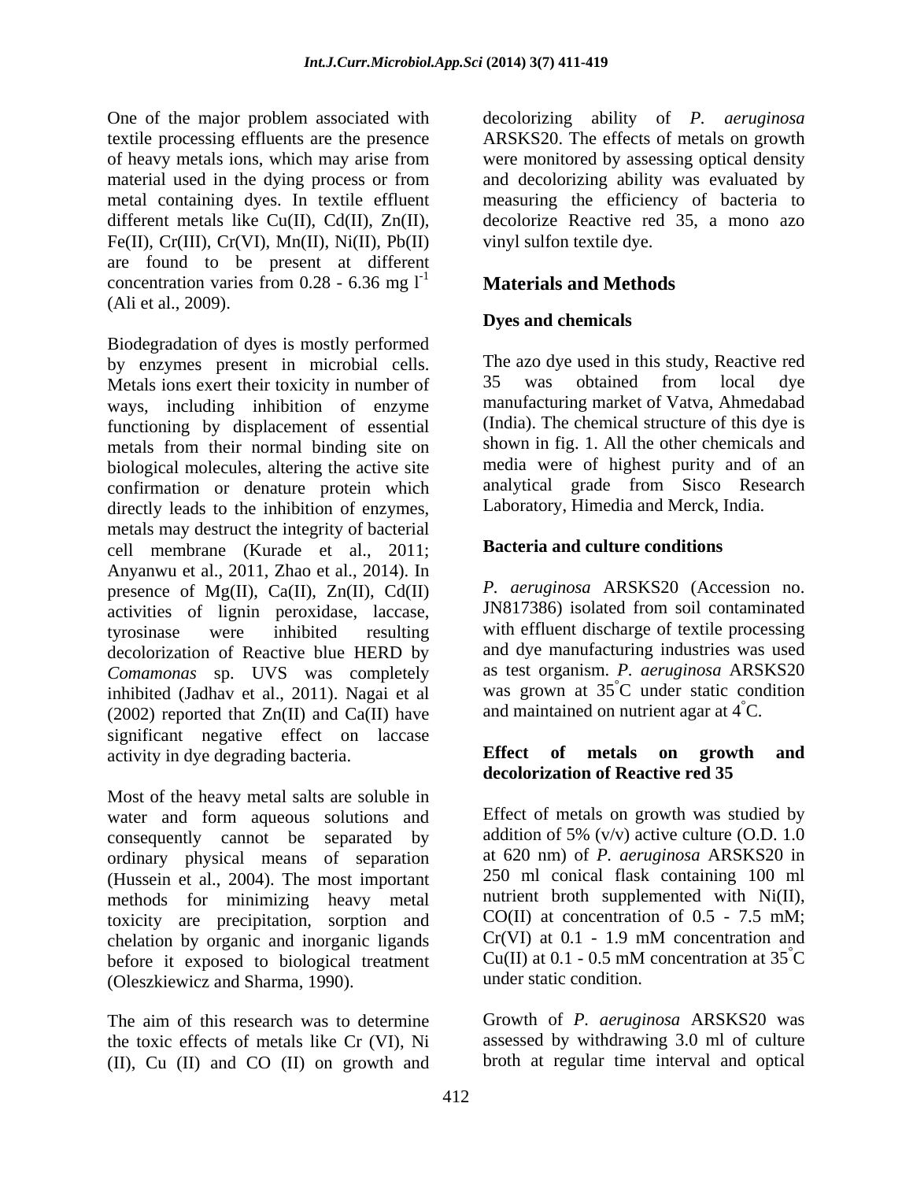One of the major problem associated with textile processing effluents are the presence of heavy metals ions, which may arise from material used in the dying process or from metal containing dyes. In textile effluent different metals like Cu(II), Cd(II), Zn(II), Fe(II), Cr(III), Cr(VI), Mn(II), Ni(II), Pb(II) are found to be present at different concentration varies from 0.28 - 6.36 mg $l^{-1}$ (Ali et al., 2009).

Biodegradation of dyes is mostly performed by enzymes present in microbial cells. Metals ions exert their toxicity in number of ways, including inhibition of enzyme functioning by displacement of essential metals from their normal binding site on biological molecules, altering the active site confirmation or denature protein which directly leads to the inhibition of enzymes, metals may destruct the integrity of bacterial cell membrane (Kurade et al., 2011; Anyanwu et al., 2011, Zhao et al., 2014). In presence of Mg(II), Ca(II), Zn(II), Cd(II) activities of lignin peroxidase, laccase, tyrosinase were inhibited resulting decolorization of Reactive blue HERD by *Comamonas* sp. UVS was completely inhibited (Jadhav et al., 2011). Nagai et al (2002) reported that Zn(II) and Ca(II) have significant negative effect on laccase activity in dye degrading bacteria.

Most of the heavy metal salts are soluble in water and form aqueous solutions and consequently cannot be separated by ordinary physical means of separation (Hussein et al., 2004). The most important methods for minimizing heavy metal toxicity are precipitation, sorption and chelation by organic and inorganic ligands before it exposed to biological treatment (Oleszkiewicz and Sharma, 1990).

The aim of this research was to determine the toxic effects of metals like Cr (VI), Ni (II), Cu (II) and CO (II) on growth and decolorizing ability of *P. aeruginosa* ARSKS20. The effects of metals on growth were monitored by assessing optical density and decolorizing ability was evaluated by measuring the efficiency of bacteria to decolorize Reactive red 35, a mono azo vinyl sulfon textile dye.

## Materials and Methods

### Dyes and chemicals

The azo dye used in this study, Reactive red 35 was obtained from local dye manufacturing market of Vatva, Ahmedabad (India). The chemical structure of this dye is shown in fig. 1. All the other chemicals and media were of highest purity and of an analytical grade from Sisco Research Laboratory, Himedia and Merck, India.

### Bacteria and culture conditions

*P. aeruginosa* ARSKS20 (Accession no. JN817386) isolated from soil contaminated with effluent discharge of textile processing and dye manufacturing industries was used as test organism. *P. aeruginosa* ARSKS20 was grown at 35°C under static condition and maintained on nutrient agar at 4°C.

### Effect of metals on growth and decolorization of Reactive red 35

Effect of metals on growth was studied by addition of 5% (v/v) active culture (O.D. 1.0 at 620 nm) of *P. aeruginosa* ARSKS20 in 250 ml conical flask containing 100 ml nutrient broth supplemented with Ni(II), CO(II) at concentration of 0.5 - 7.5 mM; Cr(VI) at 0.1 - 1.9 mM concentration and Cu(II) at 0.1 - 0.5 mM concentration at 35°C under static condition.

Growth of *P. aeruginosa* ARSKS20 was assessed by withdrawing 3.0 ml of culture broth at regular time interval and optical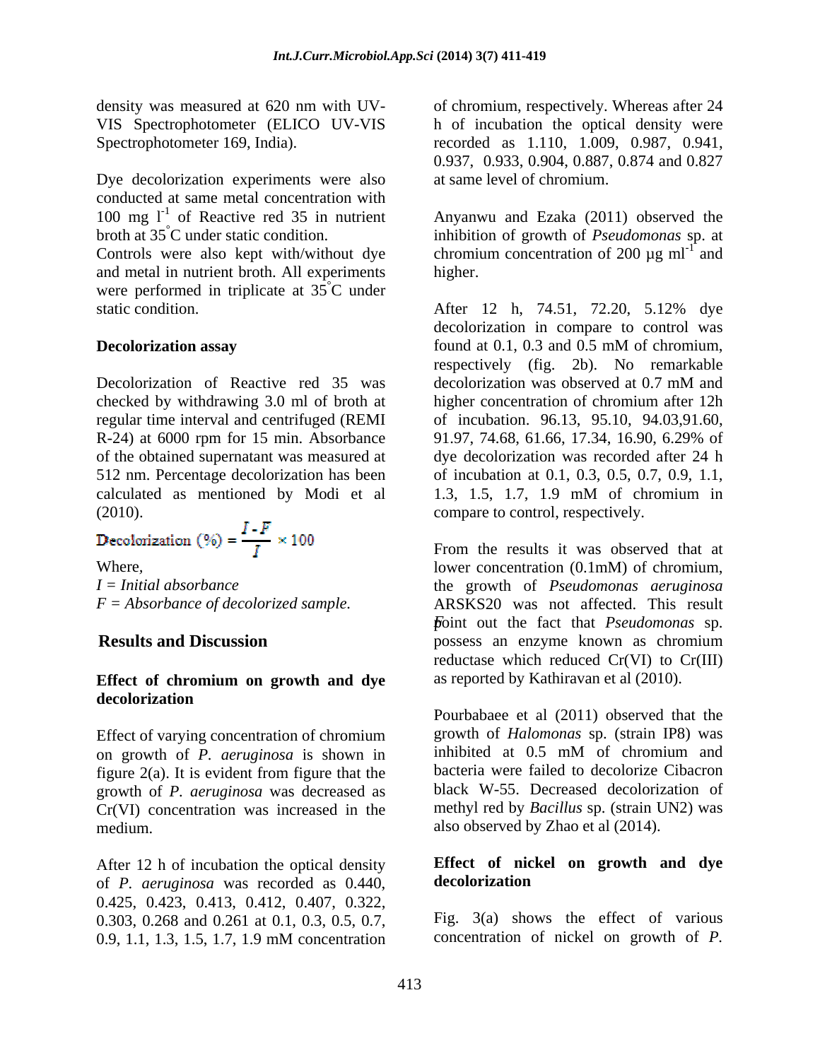density was measured at 620 nm with UV-VIS Spectrophotometer (ELICO UV-VIS Spectrophotometer 169, India).

Dye decolorization experiments were also conducted at same metal concentration with 100 mg $l^{-1}$ of Reactive red 35 in nutrient broth at 35°C under static condition. Controls were also kept with/without dye and metal in nutrient broth. All experiments were performed in triplicate at 35°C under static condition.

**Decolorization assay**

Decolorization of Reactive red 35 was checked by withdrawing 3.0 ml of broth at regular time interval and centrifuged (REMI R-24) at 6000 rpm for 15 min. Absorbance of the obtained supernatant was measured at 512 nm. Percentage decolorization has been calculated as mentioned by Modi et al (2010).

$$\text{Decolorization (\%)} = \frac{I - F}{I} \times 100$$

Where,

*I = Initial absorbance*

*F = Absorbance of decolorized sample.*

## Results and Discussion

### Effect of chromium on growth and dye decolorization

Effect of varying concentration of chromium on growth of *P. aeruginosa* is shown in figure 2(a). It is evident from figure that the growth of *P. aeruginosa* was decreased as Cr(VI) concentration was increased in the medium.

After 12 h of incubation the optical density of *P. aeruginosa* was recorded as 0.440, 0.425, 0.423, 0.413, 0.412, 0.407, 0.322, 0.303, 0.268 and 0.261 at 0.1, 0.3, 0.5, 0.7, 0.9, 1.1, 1.3, 1.5, 1.7, 1.9 mM concentration of chromium, respectively. Whereas after 24 h of incubation the optical density were recorded as 1.110, 1.009, 0.987, 0.941, 0.937, 0.933, 0.904, 0.887, 0.874 and 0.827 at same level of chromium.

Anyanwu and Ezaka (2011) observed the inhibition of growth of *Pseudomonas* sp. at chromium concentration of 200 µg $ml^{-1}$ and higher.

After 12 h, 74.51, 72.20, 5.12% dye decolorization in compare to control was found at 0.1, 0.3 and 0.5 mM of chromium, respectively (fig. 2b). No remarkable decolorization was observed at 0.7 mM and higher concentration of chromium after 12h of incubation. 96.13, 95.10, 94.03,91.60, 91.97, 74.68, 61.66, 17.34, 16.90, 6.29% of dye decolorization was recorded after 24 h of incubation at 0.1, 0.3, 0.5, 0.7, 0.9, 1.1, 1.3, 1.5, 1.7, 1.9 mM of chromium in compare to control, respectively.

From the results it was observed that at lower concentration (0.1mM) of chromium, the growth of *Pseudomonas aeruginosa* ARSKS20 was not affected. This result point out the fact that *Pseudomonas* sp. possess an enzyme known as chromium reductase which reduced Cr(VI) to Cr(III) as reported by Kathiravan et al (2010).

Pourbabaee et al (2011) observed that the growth of *Halomonas* sp. (strain IP8) was inhibited at 0.5 mM of chromium and bacteria were failed to decolorize Cibacron black W-55. Decreased decolorization of methyl red by *Bacillus* sp. (strain UN2) was also observed by Zhao et al (2014).

### Effect of nickel on growth and dye decolorization

Fig. 3(a) shows the effect of various concentration of nickel on growth of *P.*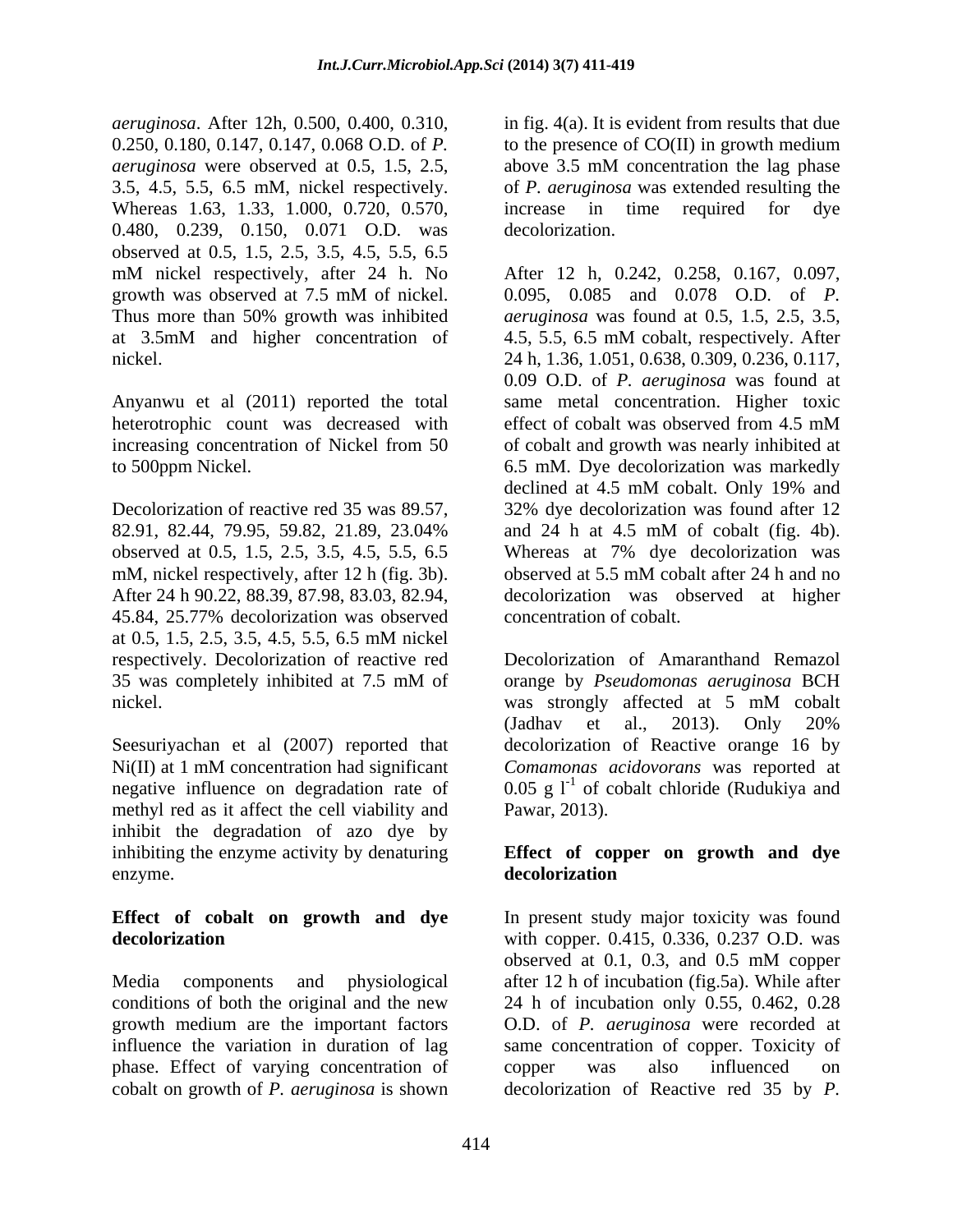*aeruginosa*. After 12h, 0.500, 0.400, 0.310, 0.250, 0.180, 0.147, 0.147, 0.068 O.D. of *P. aeruginosa* were observed at 0.5, 1.5, 2.5, 3.5, 4.5, 5.5, 6.5 mM, nickel respectively. Whereas 1.63, 1.33, 1.000, 0.720, 0.570, 0.480, 0.239, 0.150, 0.071 O.D. was observed at 0.5, 1.5, 2.5, 3.5, 4.5, 5.5, 6.5 mM nickel respectively, after 24 h. No growth was observed at 7.5 mM of nickel. Thus more than 50% growth was inhibited at 3.5mM and higher concentration of nickel.

Anyanwu et al (2011) reported the total heterotrophic count was decreased with increasing concentration of Nickel from 50 to 500ppm Nickel.

Decolorization of reactive red 35 was 89.57, 82.91, 82.44, 79.95, 59.82, 21.89, 23.04% observed at 0.5, 1.5, 2.5, 3.5, 4.5, 5.5, 6.5 mM, nickel respectively, after 12 h (fig. 3b). After 24 h 90.22, 88.39, 87.98, 83.03, 82.94, 45.84, 25.77% decolorization was observed at 0.5, 1.5, 2.5, 3.5, 4.5, 5.5, 6.5 mM nickel respectively. Decolorization of reactive red 35 was completely inhibited at 7.5 mM of nickel.

Seesuriyachan et al (2007) reported that Ni(II) at 1 mM concentration had significant negative influence on degradation rate of methyl red as it affect the cell viability and inhibit the degradation of azo dye by inhibiting the enzyme activity by denaturing enzyme.

**Effect of cobalt on growth and dye decolorization**

Media components and physiological conditions of both the original and the new growth medium are the important factors influence the variation in duration of lag phase. Effect of varying concentration of cobalt on growth of *P. aeruginosa* is shown in fig. 4(a). It is evident from results that due to the presence of CO(II) in growth medium above 3.5 mM concentration the lag phase of *P. aeruginosa* was extended resulting the increase in time required for dye decolorization.

After 12 h, 0.242, 0.258, 0.167, 0.097, 0.095, 0.085 and 0.078 O.D. of *P. aeruginosa* was found at 0.5, 1.5, 2.5, 3.5, 4.5, 5.5, 6.5 mM cobalt, respectively. After 24 h, 1.36, 1.051, 0.638, 0.309, 0.236, 0.117, 0.09 O.D. of *P. aeruginosa* was found at same metal concentration. Higher toxic effect of cobalt was observed from 4.5 mM of cobalt and growth was nearly inhibited at 6.5 mM. Dye decolorization was markedly declined at 4.5 mM cobalt. Only 19% and 32% dye decolorization was found after 12 and 24 h at 4.5 mM of cobalt (fig. 4b). Whereas at 7% dye decolorization was observed at 5.5 mM cobalt after 24 h and no decolorization was observed at higher concentration of cobalt.

Decolorization of Amaranthand Remazol orange by *Pseudomonas aeruginosa* BCH was strongly affected at 5 mM cobalt (Jadhav et al., 2013). Only 20% decolorization of Reactive orange 16 by *Comamonas acidovorans* was reported at 0.05 g $l^{-1}$ of cobalt chloride (Rudukiya and Pawar, 2013).

**Effect of copper on growth and dye decolorization**

In present study major toxicity was found with copper. 0.415, 0.336, 0.237 O.D. was observed at 0.1, 0.3, and 0.5 mM copper after 12 h of incubation (fig.5a). While after 24 h of incubation only 0.55, 0.462, 0.28 O.D. of *P. aeruginosa* were recorded at same concentration of copper. Toxicity of copper was also influenced on decolorization of Reactive red 35 by *P.*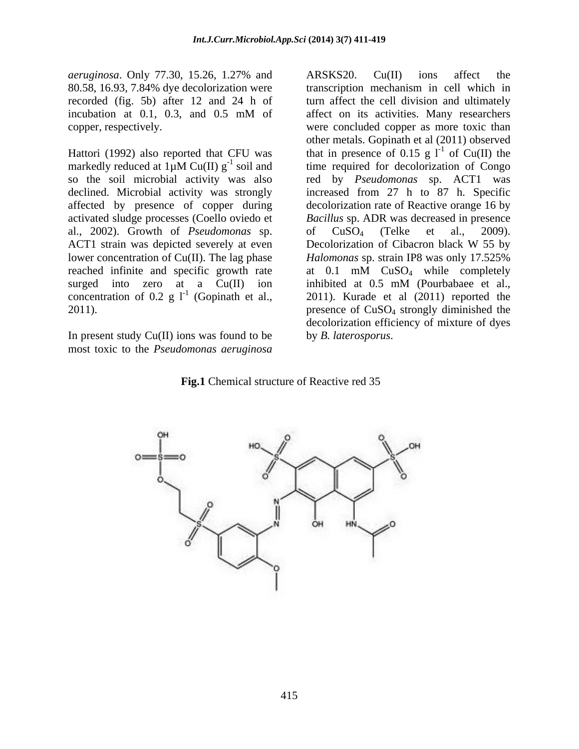*aeruginosa*. Only 77.30, 15.26, 1.27% and 80.58, 16.93, 7.84% dye decolorization were recorded (fig. 5b) after 12 and 24 h of incubation at 0.1, 0.3, and 0.5 mM of copper, respectively.

Hattori (1992) also reported that CFU was markedly reduced at 1µM Cu(II) $g^{-1}$ soil and so the soil microbial activity was also declined. Microbial activity was strongly affected by presence of copper during activated sludge processes (Coello oviedo et al., 2002). Growth of *Pseudomonas* sp. ACT1 strain was depicted severely at even lower concentration of Cu(II). The lag phase reached infinite and specific growth rate surged into zero at a Cu(II) ion concentration of 0.2 g $l^{-1}$ (Gopinath et al., 2011).

In present study Cu(II) ions was found to be most toxic to the *Pseudomonas aeruginosa* ARSKS20. Cu(II) ions affect the transcription mechanism in cell which in turn affect the cell division and ultimately affect on its activities. Many researchers were concluded copper as more toxic than other metals. Gopinath et al (2011) observed that in presence of 0.15 g $l^{-1}$ of Cu(II) the time required for decolorization of Congo red by *Pseudomonas* sp. ACT1 was increased from 27 h to 87 h. Specific decolorization rate of Reactive orange 16 by *Bacillus* sp. ADR was decreased in presence of $CuSO_4$ (Telke et al., 2009). Decolorization of Cibacron black W 55 by *Halomonas* sp. strain IP8 was only 17.525% at 0.1 mM $CuSO_4$ while completely inhibited at 0.5 mM (Pourbabaee et al., 2011). Kurade et al (2011) reported the presence of $CuSO_4$ strongly diminished the decolorization efficiency of mixture of dyes by *B. laterosporus*.

**Fig.1** Chemical structure of Reactive red 35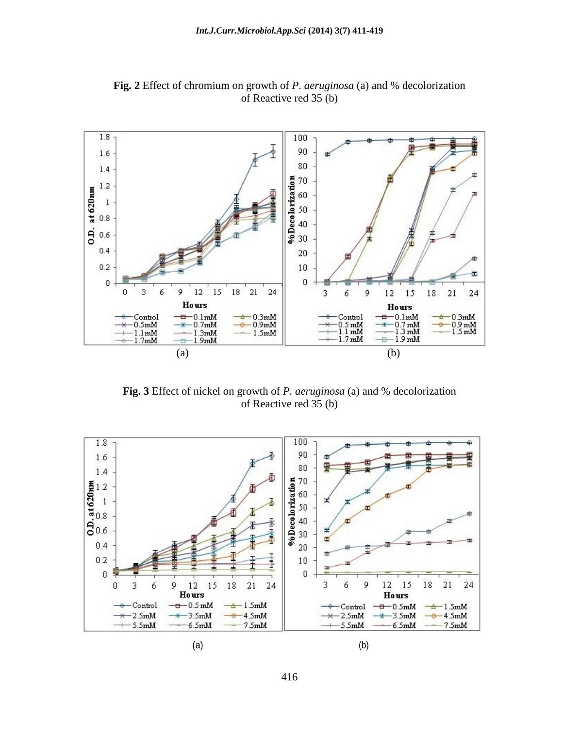**Fig. 2** Effect of chromium on growth of *P. aeruginosa* (a) and % decolorization of Reactive red 35 (b)

(a) (b)

**Fig. 3** Effect of nickel on growth of *P. aeruginosa* (a) and % decolorization of Reactive red 35 (b)

(a) (b)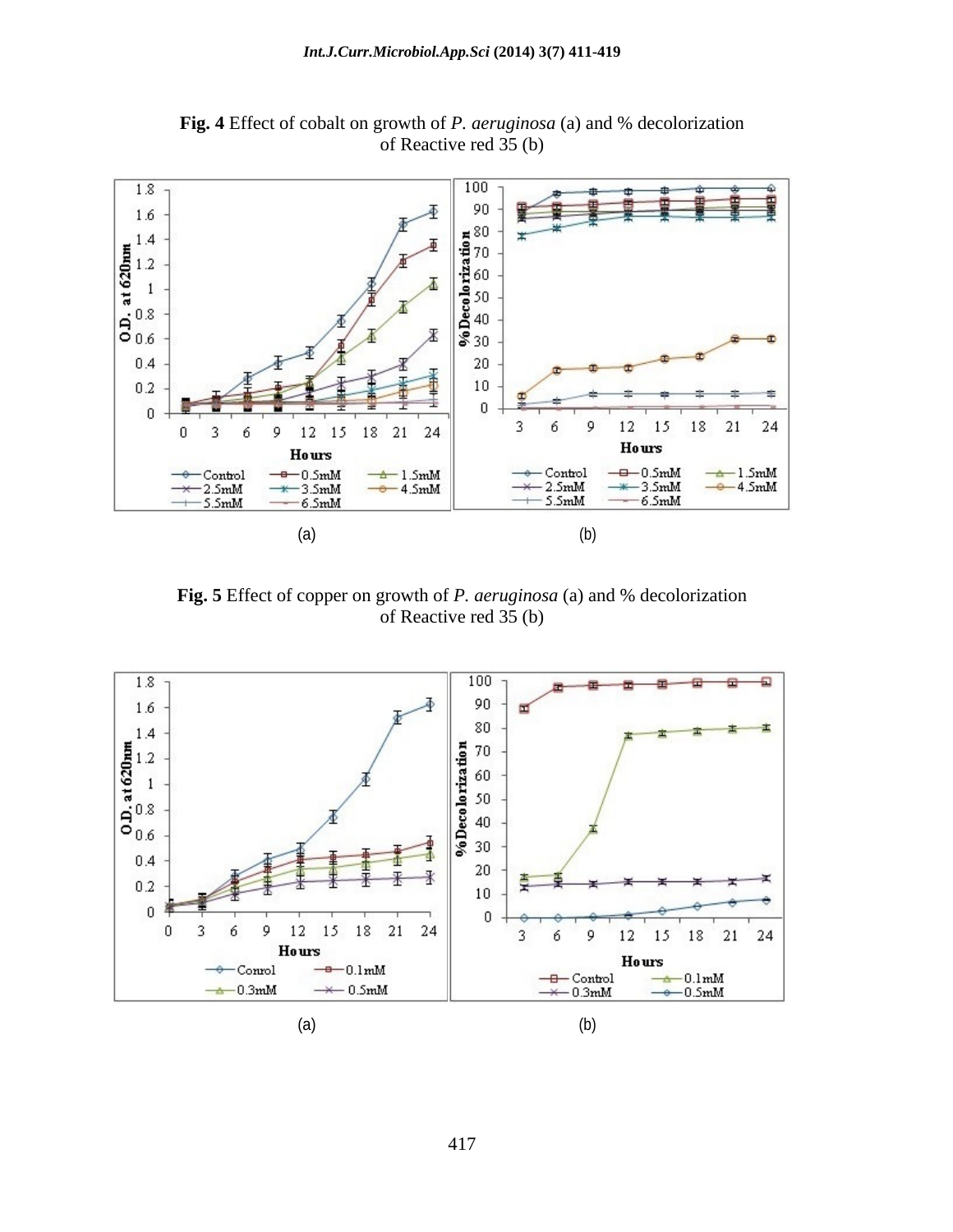**Fig. 4** Effect of cobalt on growth of *P. aeruginosa* (a) and % decolorization of Reactive red 35 (b)

(a) (b)

**Fig. 5** Effect of copper on growth of *P. aeruginosa* (a) and % decolorization of Reactive red 35 (b)

(a) (b)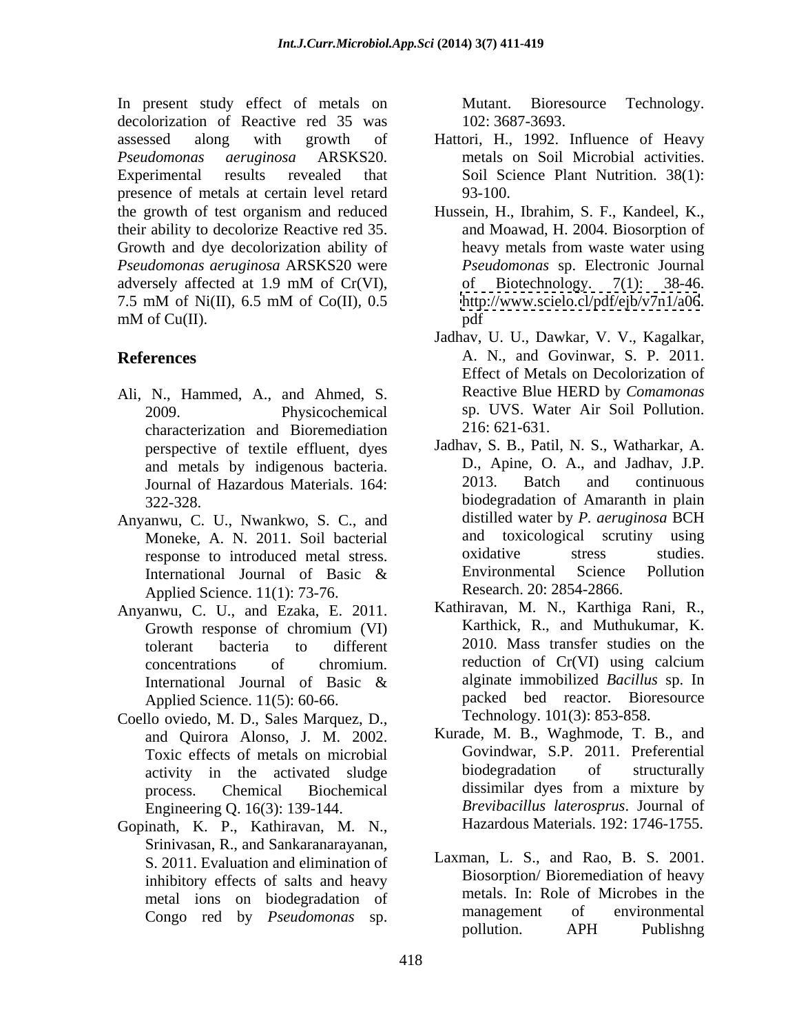In present study effect of metals on decolorization of Reactive red 35 was assessed along with growth of *Pseudomonas aeruginosa* ARSKS20. Experimental results revealed that presence of metals at certain level retard the growth of test organism and reduced their ability to decolorize Reactive red 35. Growth and dye decolorization ability of *Pseudomonas aeruginosa* ARSKS20 were adversely affected at 1.9 mM of Cr(VI), 7.5 mM of Ni(II), 6.5 mM of Co(II), 0.5 mM of Cu(II).

## References

Ali, N., Hammed, A., and Ahmed, S. 2009. Physicochemical characterization and Bioremediation perspective of textile effluent, dyes and metals by indigenous bacteria. Journal of Hazardous Materials. 164: 322-328.

Anyanwu, C. U., Nwankwo, S. C., and Moneke, A. N. 2011. Soil bacterial response to introduced metal stress. International Journal of Basic & Applied Science. 11(1): 73-76.

Anyanwu, C. U., and Ezaka, E. 2011. Growth response of chromium (VI) tolerant bacteria to different concentrations of chromium. International Journal of Basic & Applied Science. 11(5): 60-66.

Coello oviedo, M. D., Sales Marquez, D., and Quirora Alonso, J. M. 2002. Toxic effects of metals on microbial activity in the activated sludge process. Chemical Biochemical Engineering Q. 16(3): 139-144.

Gopinath, K. P., Kathiravan, M. N., Srinivasan, R., and Sankaranarayanan, S. 2011. Evaluation and elimination of inhibitory effects of salts and heavy metal ions on biodegradation of Congo red by *Pseudomonas* sp. Mutant. Bioresource Technology. 102: 3687-3693.

Hattori, H., 1992. Influence of Heavy metals on Soil Microbial activities. Soil Science Plant Nutrition. 38(1): 93-100.

Hussein, H., Ibrahim, S. F., Kandeel, K., and Moawad, H. 2004. Biosorption of heavy metals from waste water using *Pseudomonas* sp. Electronic Journal of Biotechnology. 7(1): 38-46. http://www.scielo.cl/pdf/ejb/v7n1/a06.pdf

Jadhav, U. U., Dawkar, V. V., Kagalkar, A. N., and Govinwar, S. P. 2011. Effect of Metals on Decolorization of Reactive Blue HERD by *Comamonas* sp. UVS. Water Air Soil Pollution. 216: 621-631.

Jadhav, S. B., Patil, N. S., Watharkar, A. D., Apine, O. A., and Jadhav, J.P. 2013. Batch and continuous biodegradation of Amaranth in plain distilled water by *P. aeruginosa* BCH and toxicological scrutiny using oxidative stress studies. Environmental Science Pollution Research. 20: 2854-2866.

Kathiravan, M. N., Karthiga Rani, R., Karthick, R., and Muthukumar, K. 2010. Mass transfer studies on the reduction of Cr(VI) using calcium alginate immobilized *Bacillus* sp. In packed bed reactor. Bioresource Technology. 101(3): 853-858.

Kurade, M. B., Waghmode, T. B., and Govindwar, S.P. 2011. Preferential biodegradation of structurally dissimilar dyes from a mixture by *Brevibacillus laterosprus*. Journal of Hazardous Materials. 192: 1746-1755.

Laxman, L. S., and Rao, B. S. 2001. Biosorption/ Bioremediation of heavy metals. In: Role of Microbes in the management of environmental pollution. APH Publishng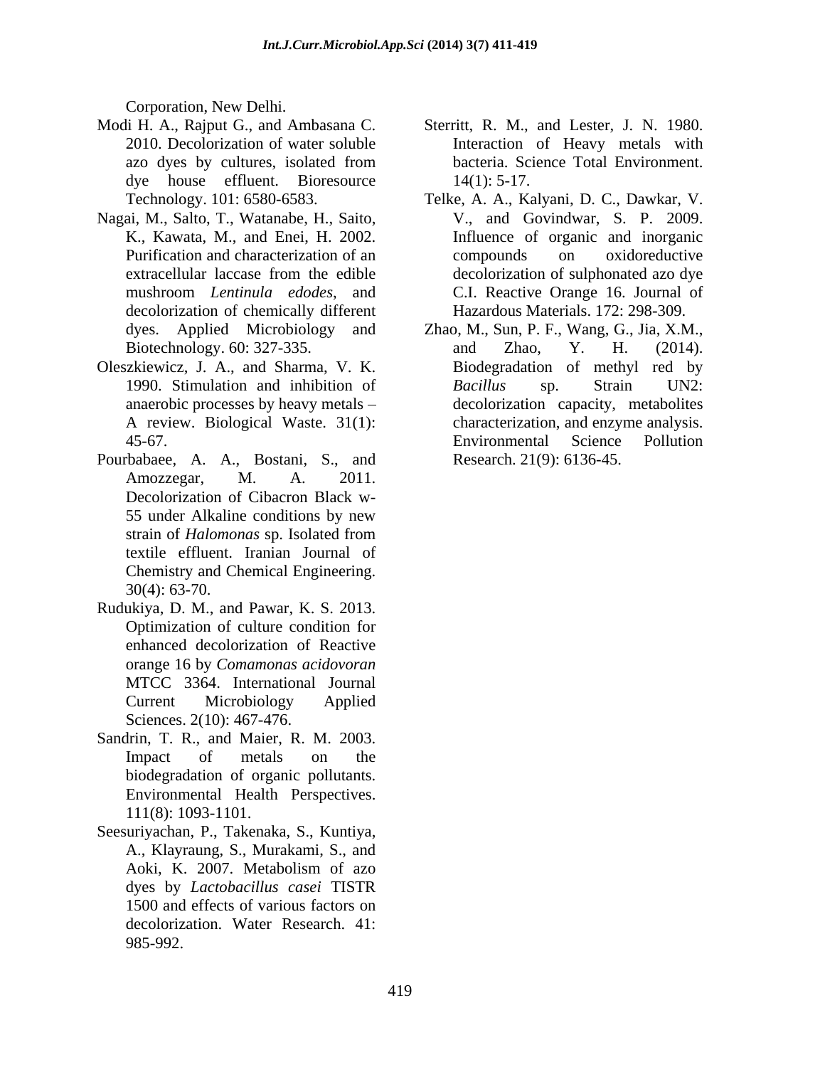Corporation, New Delhi.

Modi H. A., Rajput G., and Ambasana C. 2010. Decolorization of water soluble azo dyes by cultures, isolated from dye house effluent. Bioresource Technology. 101: 6580-6583.

Nagai, M., Salto, T., Watanabe, H., Saito, K., Kawata, M., and Enei, H. 2002. Purification and characterization of an extracellular laccase from the edible mushroom *Lentinula edodes*, and decolorization of chemically different dyes. Applied Microbiology and Biotechnology. 60: 327-335.

Oleszkiewicz, J. A., and Sharma, V. K. 1990. Stimulation and inhibition of anaerobic processes by heavy metals – A review. Biological Waste. 31(1): 45-67.

Pourbabaee, A. A., Bostani, S., and Amozzegar, M. A. 2011. Decolorization of Cibacron Black w-55 under Alkaline conditions by new strain of *Halomonas* sp. Isolated from textile effluent. Iranian Journal of Chemistry and Chemical Engineering. 30(4): 63-70.

Rudukiya, D. M., and Pawar, K. S. 2013. Optimization of culture condition for enhanced decolorization of Reactive orange 16 by *Comamonas acidovoran* MTCC 3364. International Journal Current Microbiology Applied Sciences. 2(10): 467-476.

Sandrin, T. R., and Maier, R. M. 2003. Impact of metals on the biodegradation of organic pollutants. Environmental Health Perspectives. 111(8): 1093-1101.

Seesuriyachan, P., Takenaka, S., Kuntiya, A., Klayraung, S., Murakami, S., and Aoki, K. 2007. Metabolism of azo dyes by *Lactobacillus casei* TISTR 1500 and effects of various factors on decolorization. Water Research. 41: 985-992.

Sterritt, R. M., and Lester, J. N. 1980. Interaction of Heavy metals with bacteria. Science Total Environment. 14(1): 5-17.

Telke, A. A., Kalyani, D. C., Dawkar, V. V., and Govindwar, S. P. 2009. Influence of organic and inorganic compounds on oxidoreductive decolorization of sulphonated azo dye C.I. Reactive Orange 16. Journal of Hazardous Materials. 172: 298-309.

Zhao, M., Sun, P. F., Wang, G., Jia, X.M., and Zhao, Y. H. (2014). Biodegradation of methyl red by *Bacillus* sp. Strain UN2: decolorization capacity, metabolites characterization, and enzyme analysis. Environmental Science Pollution Research. 21(9): 6136-45.